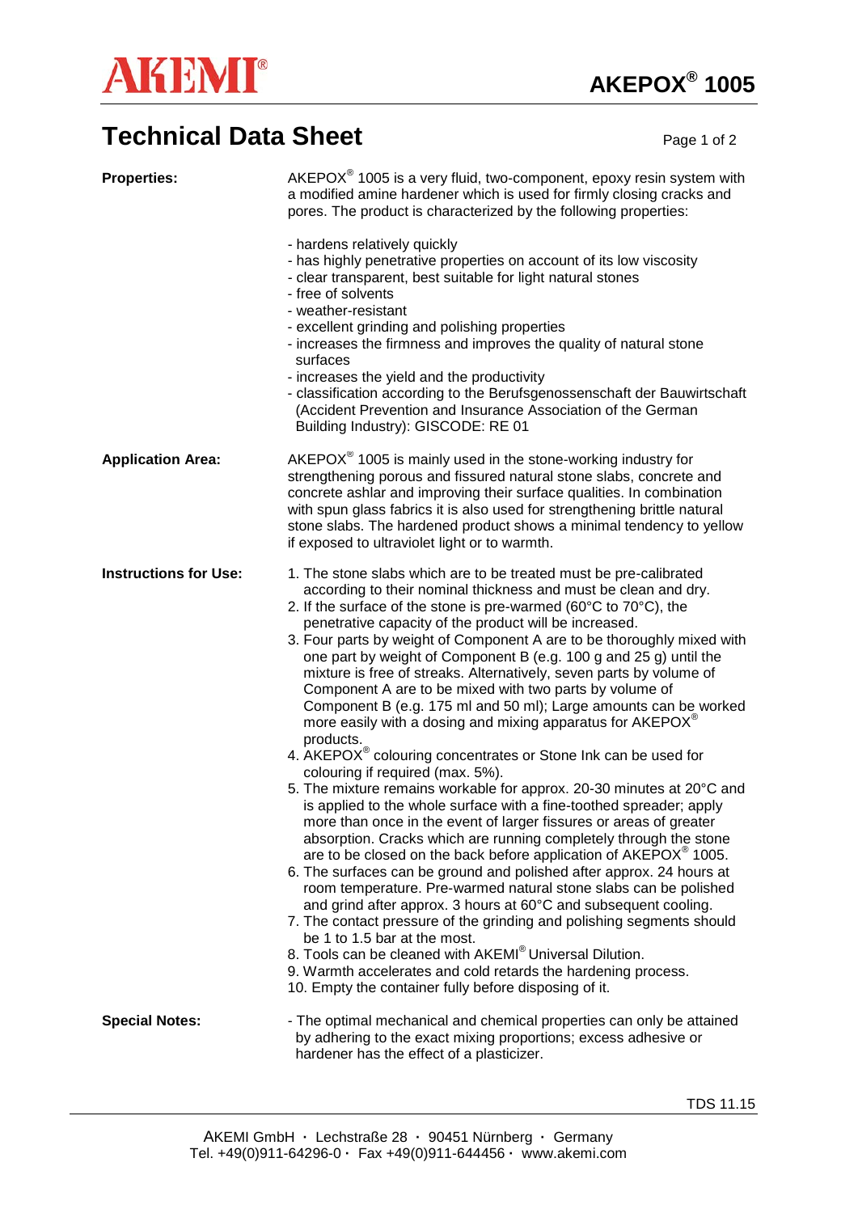# AKEMI®

## AKEPOX® 1005

# Technical Data Sheet

**Properties:**

AKEPOX® 1005 is a very fluid, two-component, epoxy resin system with a modified amine hardener which is used for firmly closing cracks and pores. The product is characterized by the following properties:

- hardens relatively quickly
- has highly penetrative properties on account of its low viscosity
- clear transparent, best suitable for light natural stones
- free of solvents
- weather-resistant
- excellent grinding and polishing properties
- increases the firmness and improves the quality of natural stone surfaces
- increases the yield and the productivity
- classification according to the Berufsgenossenschaft der Bauwirtschaft (Accident Prevention and Insurance Association of the German Building Industry): GISCODE: RE 01

**Application Area:**

AKEPOX® 1005 is mainly used in the stone-working industry for strengthening porous and fissured natural stone slabs, concrete and concrete ashlar and improving their surface qualities. In combination with spun glass fabrics it is also used for strengthening brittle natural stone slabs. The hardened product shows a minimal tendency to yellow if exposed to ultraviolet light or to warmth.

**Instructions for Use:**

1. The stone slabs which are to be treated must be pre-calibrated according to their nominal thickness and must be clean and dry.
2. If the surface of the stone is pre-warmed (60°C to 70°C), the penetrative capacity of the product will be increased.
3. Four parts by weight of Component A are to be thoroughly mixed with one part by weight of Component B (e.g. 100 g and 25 g) until the mixture is free of streaks. Alternatively, seven parts by volume of Component A are to be mixed with two parts by volume of Component B (e.g. 175 ml and 50 ml); Large amounts can be worked more easily with a dosing and mixing apparatus for AKEPOX® products.
4. AKEPOX® colouring concentrates or Stone Ink can be used for colouring if required (max. 5%).
5. The mixture remains workable for approx. 20-30 minutes at 20°C and is applied to the whole surface with a fine-toothed spreader; apply more than once in the event of larger fissures or areas of greater absorption. Cracks which are running completely through the stone are to be closed on the back before application of AKEPOX® 1005.
6. The surfaces can be ground and polished after approx. 24 hours at room temperature. Pre-warmed natural stone slabs can be polished and grind after approx. 3 hours at 60°C and subsequent cooling.
7. The contact pressure of the grinding and polishing segments should be 1 to 1.5 bar at the most.
8. Tools can be cleaned with AKEMI® Universal Dilution.
9. Warmth accelerates and cold retards the hardening process.
10. Empty the container fully before disposing of it.

**Special Notes:**

- The optimal mechanical and chemical properties can only be attained by adhering to the exact mixing proportions; excess adhesive or hardener has the effect of a plasticizer.

TDS 11.15

AKEMI GmbH · Lechstraße 28 · 90451 Nürnberg · Germany
Tel. +49(0)911-64296-0 · Fax +49(0)911-644456 · www.akemi.com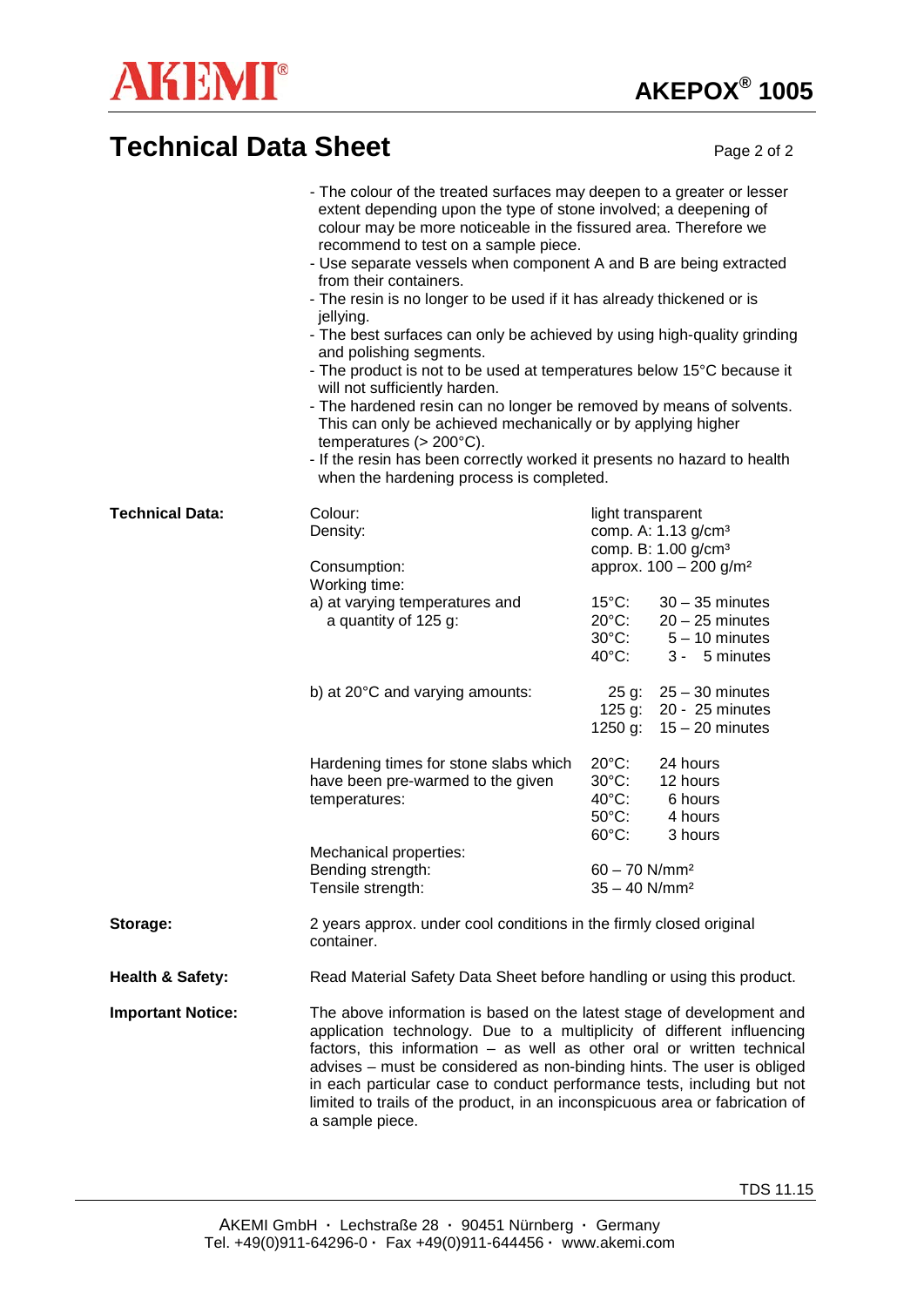- The colour of the treated surfaces may deepen to a greater or lesser extent depending upon the type of stone involved; a deepening of colour may be more noticeable in the fissured area. Therefore we recommend to test on a sample piece.
- Use separate vessels when component A and B are being extracted from their containers.
- The resin is no longer to be used if it has already thickened or is jellying.
- The best surfaces can only be achieved by using high-quality grinding and polishing segments.
- The product is not to be used at temperatures below 15°C because it will not sufficiently harden.
- The hardened resin can no longer be removed by means of solvents. This can only be achieved mechanically or by applying higher temperatures (> 200°C).
- If the resin has been correctly worked it presents no hazard to health when the hardening process is completed.

**Technical Data:**

| | | |
|---|---|---|
| Colour: | light transparent | |
| Density: | comp. A: 1.13 g/cm³ | |
| | comp. B: 1.00 g/cm³ | |
| Consumption: | approx. 100 – 200 g/m² | |
| Working time: | | |
| a) at varying temperatures and a quantity of 125 g: | 15°C: | 30 – 35 minutes |
| | 20°C: | 20 – 25 minutes |
| | 30°C: | 5 – 10 minutes |
| | 40°C: | 3 - 5 minutes |
| b) at 20°C and varying amounts: | 25 g: | 25 – 30 minutes |
| | 125 g: | 20 - 25 minutes |
| | 1250 g: | 15 – 20 minutes |
| Hardening times for stone slabs which have been pre-warmed to the given temperatures: | 20°C: | 24 hours |
| | 30°C: | 12 hours |
| | 40°C: | 6 hours |
| | 50°C: | 4 hours |
| | 60°C: | 3 hours |
| Mechanical properties: | | |
| Bending strength: | 60 – 70 N/mm² | |
| Tensile strength: | 35 – 40 N/mm² | |

**Storage:** 2 years approx. under cool conditions in the firmly closed original container.

**Health & Safety:** Read Material Safety Data Sheet before handling or using this product.

**Important Notice:** The above information is based on the latest stage of development and application technology. Due to a multiplicity of different influencing factors, this information – as well as other oral or written technical advises – must be considered as non-binding hints. The user is obliged in each particular case to conduct performance tests, including but not limited to trails of the product, in an inconspicuous area or fabrication of a sample piece.

TDS 11.15